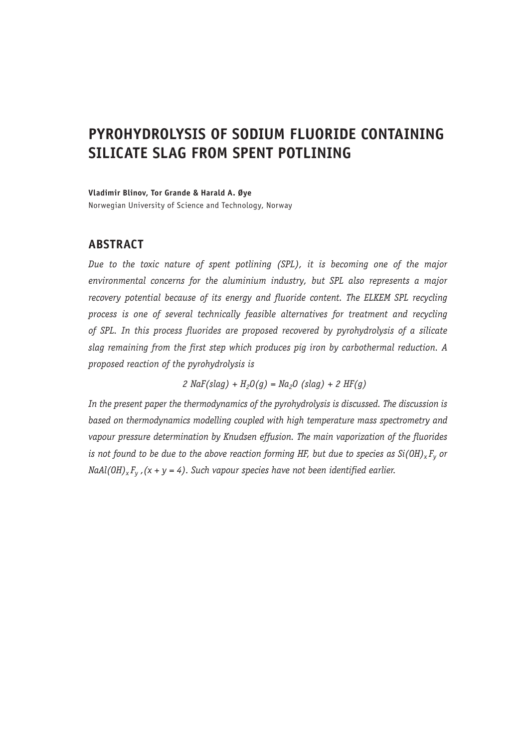# PYROHYDROLYSIS OF SODIUM FLUORIDE CONTAINING SILICATE SLAG FROM SPENT POTLINING

**Vladimir Blinov, Tor Grande & Harald A. Øye**

Norwegian University of Science and Technology, Norway

## ABSTRACT

*Due to the toxic nature of spent potlining (SPL), it is becoming one of the major environmental concerns for the aluminium industry, but SPL also represents a major recovery potential because of its energy and fluoride content. The ELKEM SPL recycling process is one of several technically feasible alternatives for treatment and recycling of SPL. In this process fluorides are proposed recovered by pyrohydrolysis of a silicate slag remaining from the first step which produces pig iron by carbothermal reduction. A proposed reaction of the pyrohydrolysis is*

$$2\ NaF(slag) + H_2O(g) = Na_2O\ (slag) + 2\ HF(g)$$

*In the present paper the thermodynamics of the pyrohydrolysis is discussed. The discussion is based on thermodynamics modelling coupled with high temperature mass spectrometry and vapour pressure determination by Knudsen effusion. The main vaporization of the fluorides is not found to be due to the above reaction forming HF, but due to species as $Si(OH)_xF_y$ or $NaAl(OH)_xF_y$, $(x + y = 4)$. Such vapour species have not been identified earlier.*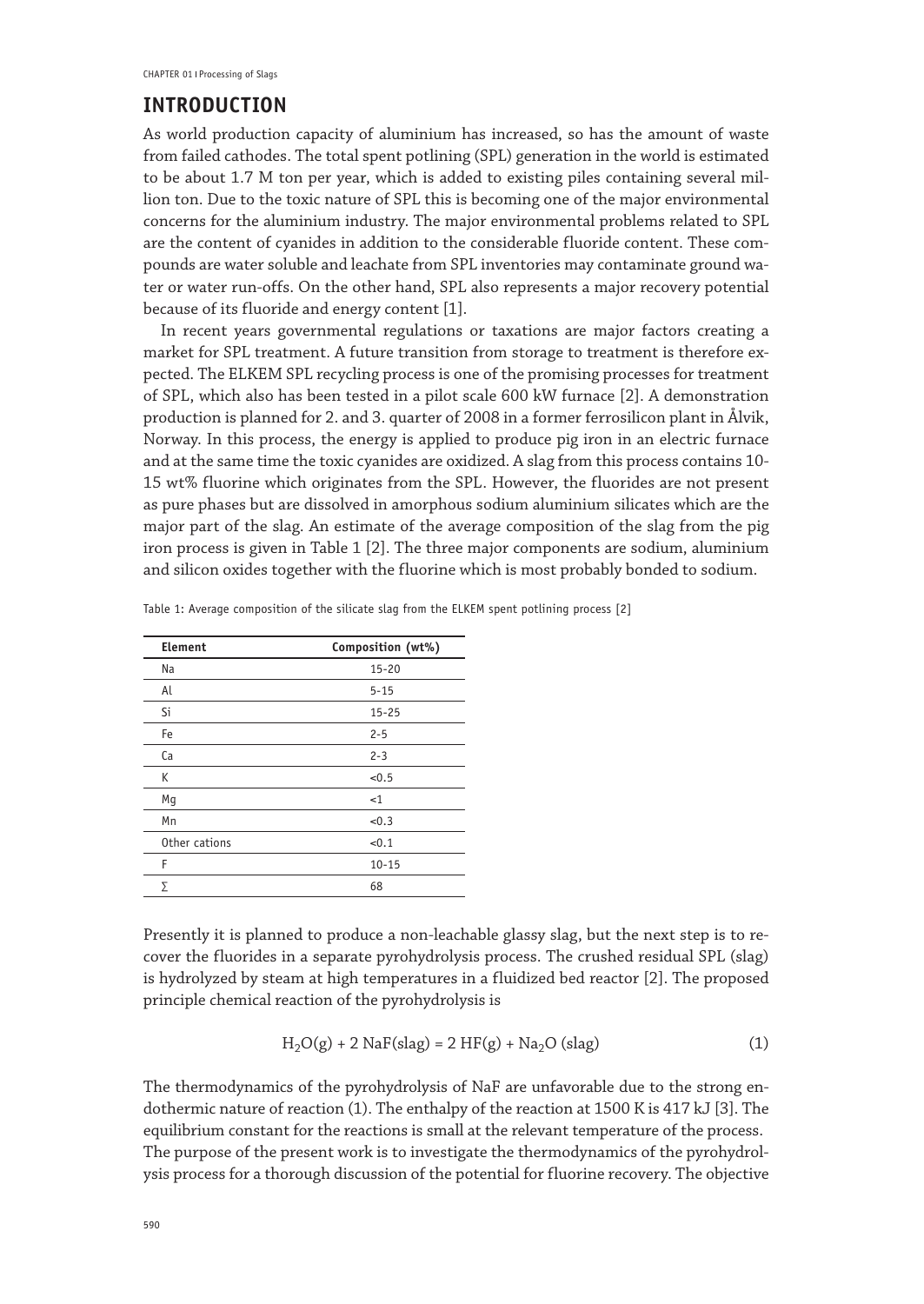## INTRODUCTION

As world production capacity of aluminium has increased, so has the amount of waste from failed cathodes. The total spent potlining (SPL) generation in the world is estimated to be about 1.7 M ton per year, which is added to existing piles containing several million ton. Due to the toxic nature of SPL this is becoming one of the major environmental concerns for the aluminium industry. The major environmental problems related to SPL are the content of cyanides in addition to the considerable fluoride content. These compounds are water soluble and leachate from SPL inventories may contaminate ground water or water run-offs. On the other hand, SPL also represents a major recovery potential because of its fluoride and energy content [1].

In recent years governmental regulations or taxations are major factors creating a market for SPL treatment. A future transition from storage to treatment is therefore expected. The ELKEM SPL recycling process is one of the promising processes for treatment of SPL, which also has been tested in a pilot scale 600 kW furnace [2]. A demonstration production is planned for 2. and 3. quarter of 2008 in a former ferrosilicon plant in Ålvik, Norway. In this process, the energy is applied to produce pig iron in an electric furnace and at the same time the toxic cyanides are oxidized. A slag from this process contains 10-15 wt% fluorine which originates from the SPL. However, the fluorides are not present as pure phases but are dissolved in amorphous sodium aluminium silicates which are the major part of the slag. An estimate of the average composition of the slag from the pig iron process is given in Table 1 [2]. The three major components are sodium, aluminium and silicon oxides together with the fluorine which is most probably bonded to sodium.

Table 1: Average composition of the silicate slag from the ELKEM spent potlining process [2]

| Element | Composition (wt%) |
|---|---|
| Na | 15-20 |
| Al | 5-15 |
| Si | 15-25 |
| Fe | 2-5 |
| Ca | 2-3 |
| K | <0.5 |
| Mg | <1 |
| Mn | <0.3 |
| Other cations | <0.1 |
| F | 10-15 |
| ∑ | 68 |

Presently it is planned to produce a non-leachable glassy slag, but the next step is to recover the fluorides in a separate pyrohydrolysis process. The crushed residual SPL (slag) is hydrolyzed by steam at high temperatures in a fluidized bed reactor [2]. The proposed principle chemical reaction of the pyrohydrolysis is

$$H_2O(g) + 2\,NaF(slag) = 2\,HF(g) + Na_2O\,(slag) \tag{1}$$

The thermodynamics of the pyrohydrolysis of NaF are unfavorable due to the strong endothermic nature of reaction (1). The enthalpy of the reaction at 1500 K is 417 kJ [3]. The equilibrium constant for the reactions is small at the relevant temperature of the process.
The purpose of the present work is to investigate the thermodynamics of the pyrohydrolysis process for a thorough discussion of the potential for fluorine recovery. The objective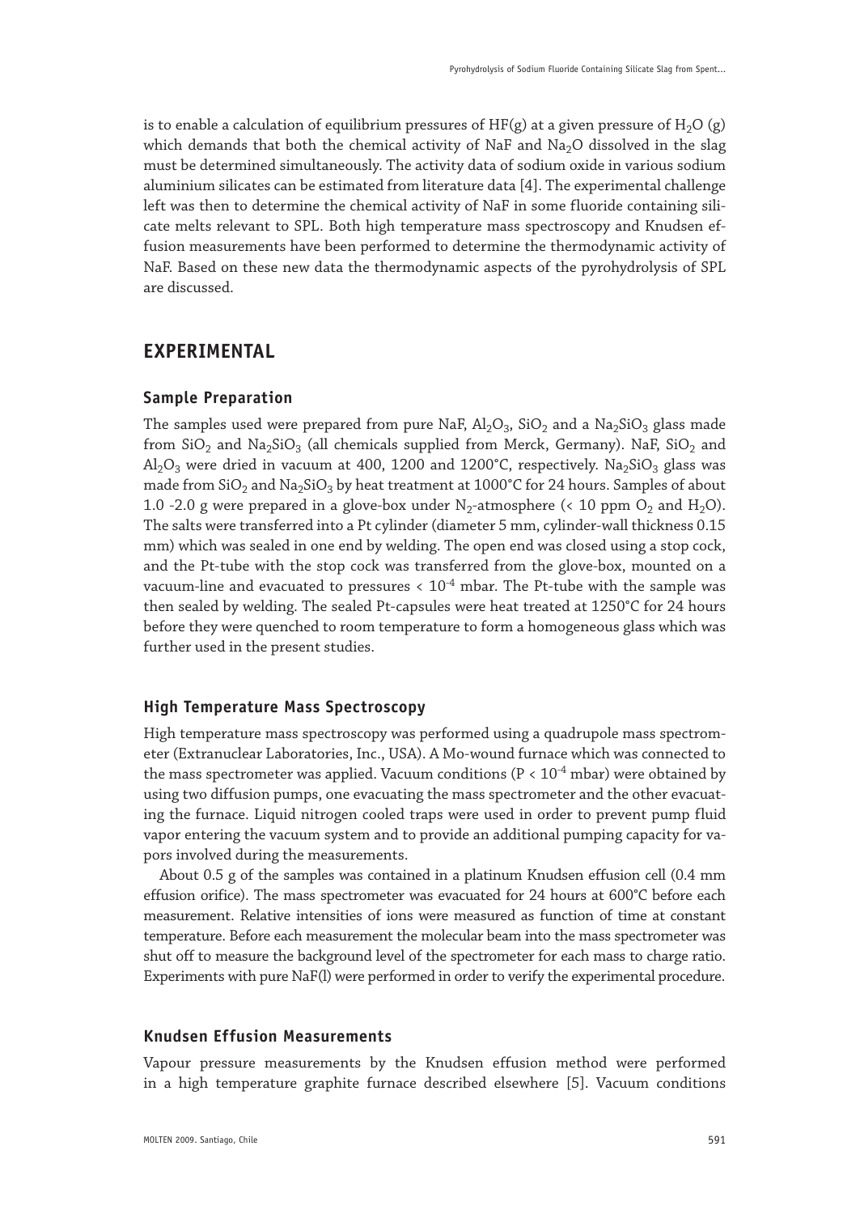is to enable a calculation of equilibrium pressures of HF(g) at a given pressure of $H_2O$ (g) which demands that both the chemical activity of NaF and $Na_2O$ dissolved in the slag must be determined simultaneously. The activity data of sodium oxide in various sodium aluminium silicates can be estimated from literature data [4]. The experimental challenge left was then to determine the chemical activity of NaF in some fluoride containing silicate melts relevant to SPL. Both high temperature mass spectroscopy and Knudsen effusion measurements have been performed to determine the thermodynamic activity of NaF. Based on these new data the thermodynamic aspects of the pyrohydrolysis of SPL are discussed.

## EXPERIMENTAL

### Sample Preparation

The samples used were prepared from pure NaF, $Al_2O_3$, $SiO_2$ and a $Na_2SiO_3$ glass made from $SiO_2$ and $Na_2SiO_3$ (all chemicals supplied from Merck, Germany). NaF, $SiO_2$ and $Al_2O_3$ were dried in vacuum at 400, 1200 and 1200°C, respectively. $Na_2SiO_3$ glass was made from $SiO_2$ and $Na_2SiO_3$ by heat treatment at 1000°C for 24 hours. Samples of about 1.0 -2.0 g were prepared in a glove-box under $N_2$-atmosphere (< 10 ppm $O_2$ and $H_2O$). The salts were transferred into a Pt cylinder (diameter 5 mm, cylinder-wall thickness 0.15 mm) which was sealed in one end by welding. The open end was closed using a stop cock, and the Pt-tube with the stop cock was transferred from the glove-box, mounted on a vacuum-line and evacuated to pressures < $10^{-4}$ mbar. The Pt-tube with the sample was then sealed by welding. The sealed Pt-capsules were heat treated at 1250°C for 24 hours before they were quenched to room temperature to form a homogeneous glass which was further used in the present studies.

### High Temperature Mass Spectroscopy

High temperature mass spectroscopy was performed using a quadrupole mass spectrometer (Extranuclear Laboratories, Inc., USA). A Mo-wound furnace which was connected to the mass spectrometer was applied. Vacuum conditions (P < $10^{-4}$ mbar) were obtained by using two diffusion pumps, one evacuating the mass spectrometer and the other evacuating the furnace. Liquid nitrogen cooled traps were used in order to prevent pump fluid vapor entering the vacuum system and to provide an additional pumping capacity for vapors involved during the measurements.

About 0.5 g of the samples was contained in a platinum Knudsen effusion cell (0.4 mm effusion orifice). The mass spectrometer was evacuated for 24 hours at 600°C before each measurement. Relative intensities of ions were measured as function of time at constant temperature. Before each measurement the molecular beam into the mass spectrometer was shut off to measure the background level of the spectrometer for each mass to charge ratio. Experiments with pure NaF(l) were performed in order to verify the experimental procedure.

### Knudsen Effusion Measurements

Vapour pressure measurements by the Knudsen effusion method were performed in a high temperature graphite furnace described elsewhere [5]. Vacuum conditions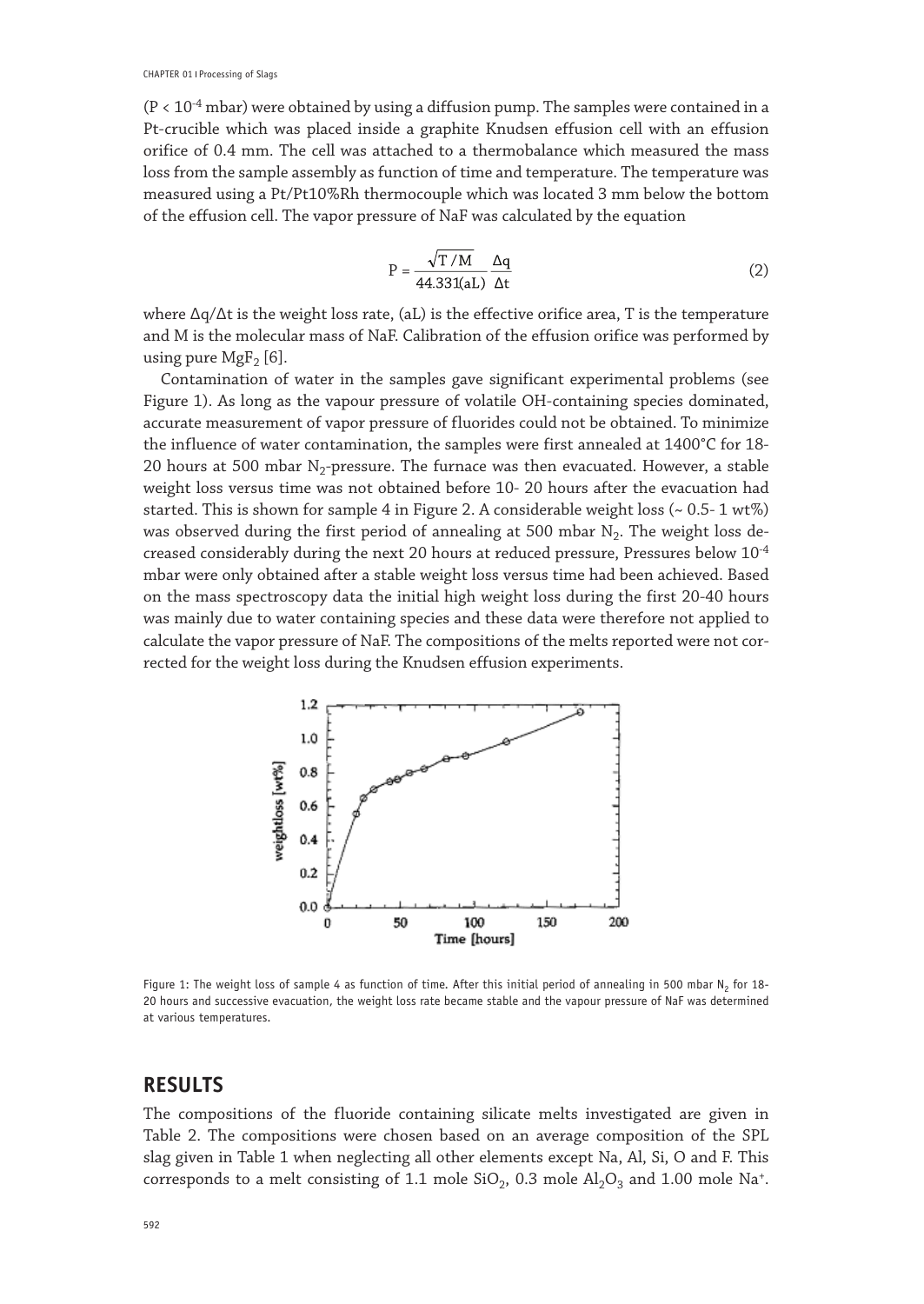($P < 10^{-4}$ mbar) were obtained by using a diffusion pump. The samples were contained in a Pt-crucible which was placed inside a graphite Knudsen effusion cell with an effusion orifice of 0.4 mm. The cell was attached to a thermobalance which measured the mass loss from the sample assembly as function of time and temperature. The temperature was measured using a Pt/Pt10%Rh thermocouple which was located 3 mm below the bottom of the effusion cell. The vapor pressure of NaF was calculated by the equation

$$P = \frac{\sqrt{T/M}}{44.331(aL)} \frac{\Delta q}{\Delta t} \tag{2}$$

where $\Delta q/\Delta t$ is the weight loss rate, (aL) is the effective orifice area, T is the temperature and M is the molecular mass of NaF. Calibration of the effusion orifice was performed by using pure $MgF_2$ [6].

Contamination of water in the samples gave significant experimental problems (see Figure 1). As long as the vapour pressure of volatile OH-containing species dominated, accurate measurement of vapor pressure of fluorides could not be obtained. To minimize the influence of water contamination, the samples were first annealed at 1400°C for 18-20 hours at 500 mbar $N_2$-pressure. The furnace was then evacuated. However, a stable weight loss versus time was not obtained before 10- 20 hours after the evacuation had started. This is shown for sample 4 in Figure 2. A considerable weight loss (~ 0.5- 1 wt%) was observed during the first period of annealing at 500 mbar $N_2$. The weight loss decreased considerably during the next 20 hours at reduced pressure, Pressures below $10^{-4}$ mbar were only obtained after a stable weight loss versus time had been achieved. Based on the mass spectroscopy data the initial high weight loss during the first 20-40 hours was mainly due to water containing species and these data were therefore not applied to calculate the vapor pressure of NaF. The compositions of the melts reported were not corrected for the weight loss during the Knudsen effusion experiments.

Figure 1: The weight loss of sample 4 as function of time. After this initial period of annealing in 500 mbar $N_2$ for 18-20 hours and successive evacuation, the weight loss rate became stable and the vapour pressure of NaF was determined at various temperatures.

## RESULTS

The compositions of the fluoride containing silicate melts investigated are given in Table 2. The compositions were chosen based on an average composition of the SPL slag given in Table 1 when neglecting all other elements except Na, Al, Si, O and F. This corresponds to a melt consisting of 1.1 mole $SiO_2$, 0.3 mole $Al_2O_3$ and 1.00 mole $Na^+$.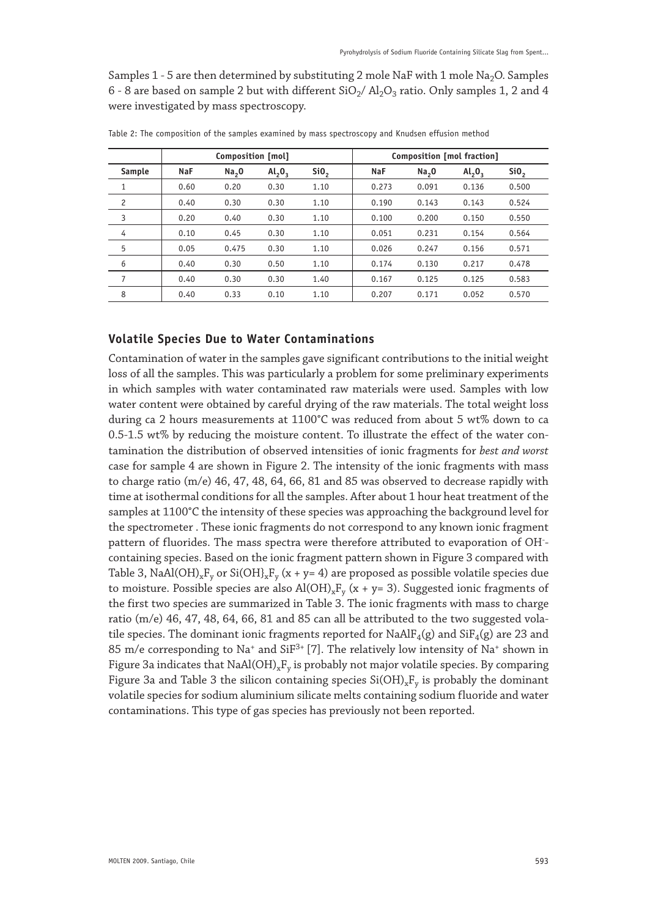Samples 1 - 5 are then determined by substituting 2 mole NaF with 1 mole $Na_2O$. Samples 6 - 8 are based on sample 2 but with different $SiO_2$/ $Al_2O_3$ ratio. Only samples 1, 2 and 4 were investigated by mass spectroscopy.

Table 2: The composition of the samples examined by mass spectroscopy and Knudsen effusion method

| | Composition [mol] | | | | Composition [mol fraction] | | | |
|---|---|---|---|---|---|---|---|---|
| Sample | NaF | $Na_2O$ | $Al_2O_3$ | $SiO_2$ | NaF | $Na_2O$ | $Al_2O_3$ | $SiO_2$ |
| 1 | 0.60 | 0.20 | 0.30 | 1.10 | 0.273 | 0.091 | 0.136 | 0.500 |
| 2 | 0.40 | 0.30 | 0.30 | 1.10 | 0.190 | 0.143 | 0.143 | 0.524 |
| 3 | 0.20 | 0.40 | 0.30 | 1.10 | 0.100 | 0.200 | 0.150 | 0.550 |
| 4 | 0.10 | 0.45 | 0.30 | 1.10 | 0.051 | 0.231 | 0.154 | 0.564 |
| 5 | 0.05 | 0.475 | 0.30 | 1.10 | 0.026 | 0.247 | 0.156 | 0.571 |
| 6 | 0.40 | 0.30 | 0.50 | 1.10 | 0.174 | 0.130 | 0.217 | 0.478 |
| 7 | 0.40 | 0.30 | 0.30 | 1.40 | 0.167 | 0.125 | 0.125 | 0.583 |
| 8 | 0.40 | 0.33 | 0.10 | 1.10 | 0.207 | 0.171 | 0.052 | 0.570 |

## Volatile Species Due to Water Contaminations

Contamination of water in the samples gave significant contributions to the initial weight loss of all the samples. This was particularly a problem for some preliminary experiments in which samples with water contaminated raw materials were used. Samples with low water content were obtained by careful drying of the raw materials. The total weight loss during ca 2 hours measurements at 1100°C was reduced from about 5 wt% down to ca 0.5-1.5 wt% by reducing the moisture content. To illustrate the effect of the water contamination the distribution of observed intensities of ionic fragments for *best and worst* case for sample 4 are shown in Figure 2. The intensity of the ionic fragments with mass to charge ratio (m/e) 46, 47, 48, 64, 66, 81 and 85 was observed to decrease rapidly with time at isothermal conditions for all the samples. After about 1 hour heat treatment of the samples at 1100°C the intensity of these species was approaching the background level for the spectrometer . These ionic fragments do not correspond to any known ionic fragment pattern of fluorides. The mass spectra were therefore attributed to evaporation of $OH^-$-containing species. Based on the ionic fragment pattern shown in Figure 3 compared with Table 3, $NaAl(OH)_xF_y$ or $Si(OH)_xF_y$ ($x + y = 4$) are proposed as possible volatile species due to moisture. Possible species are also $Al(OH)_xF_y$ ($x + y = 3$). Suggested ionic fragments of the first two species are summarized in Table 3. The ionic fragments with mass to charge ratio (m/e) 46, 47, 48, 64, 66, 81 and 85 can all be attributed to the two suggested volatile species. The dominant ionic fragments reported for $NaAlF_4$(g) and $SiF_4$(g) are 23 and 85 m/e corresponding to $Na^+$ and $SiF^{3+}$ [7]. The relatively low intensity of $Na^+$ shown in Figure 3a indicates that $NaAl(OH)_xF_y$ is probably not major volatile species. By comparing Figure 3a and Table 3 the silicon containing species $Si(OH)_xF_y$ is probably the dominant volatile species for sodium aluminium silicate melts containing sodium fluoride and water contaminations. This type of gas species has previously not been reported.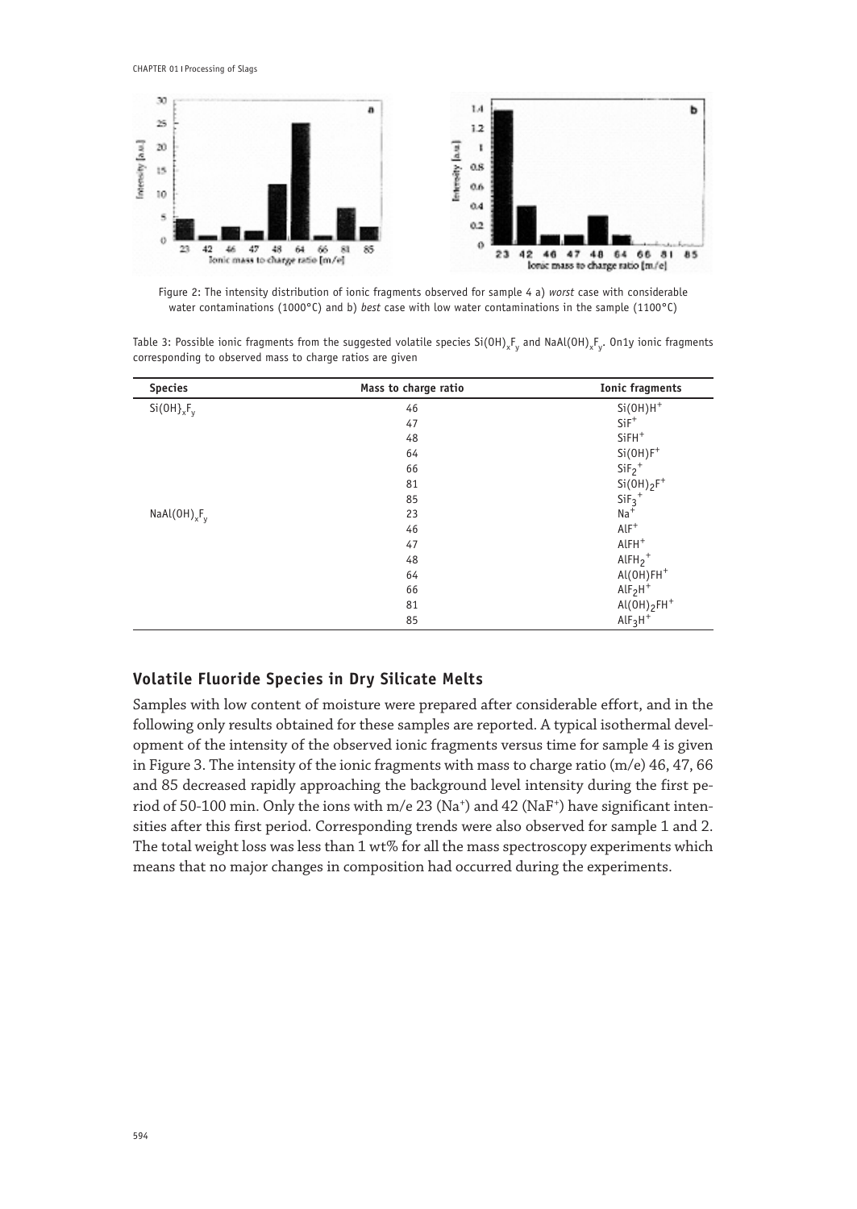Figure 2: The intensity distribution of ionic fragments observed for sample 4 a) *worst* case with considerable water contaminations (1000°C) and b) *best* case with low water contaminations in the sample (1100°C)

Table 3: Possible ionic fragments from the suggested volatile species $Si(OH)_xF_y$ and $NaAl(OH)_xF_y$. On1y ionic fragments corresponding to observed mass to charge ratios are given

| Species | Mass to charge ratio | Ionic fragments |
|---|---|---|
| $Si(OH)_xF_y$ | 46 | $Si(OH)H^+$ |
| | 47 | $SiF^+$ |
| | 48 | $SiFH^+$ |
| | 64 | $Si(OH)F^+$ |
| | 66 | $SiF_2^+$ |
| | 81 | $Si(OH)_2F^+$ |
| | 85 | $SiF_3^+$ |
| $NaAl(OH)_xF_y$ | 23 | $Na^+$ |
| | 46 | $AlF^+$ |
| | 47 | $AlFH^+$ |
| | 48 | $AlFH_2^+$ |
| | 64 | $Al(OH)FH^+$ |
| | 66 | $AlF_2H^+$ |
| | 81 | $Al(OH)_2FH^+$ |
| | 85 | $AlF_3H^+$ |

## Volatile Fluoride Species in Dry Silicate Melts

Samples with low content of moisture were prepared after considerable effort, and in the following only results obtained for these samples are reported. A typical isothermal development of the intensity of the observed ionic fragments versus time for sample 4 is given in Figure 3. The intensity of the ionic fragments with mass to charge ratio (m/e) 46, 47, 66 and 85 decreased rapidly approaching the background level intensity during the first period of 50-100 min. Only the ions with m/e 23 ($Na^+$) and 42 ($NaF^+$) have significant intensities after this first period. Corresponding trends were also observed for sample 1 and 2. The total weight loss was less than 1 wt% for all the mass spectroscopy experiments which means that no major changes in composition had occurred during the experiments.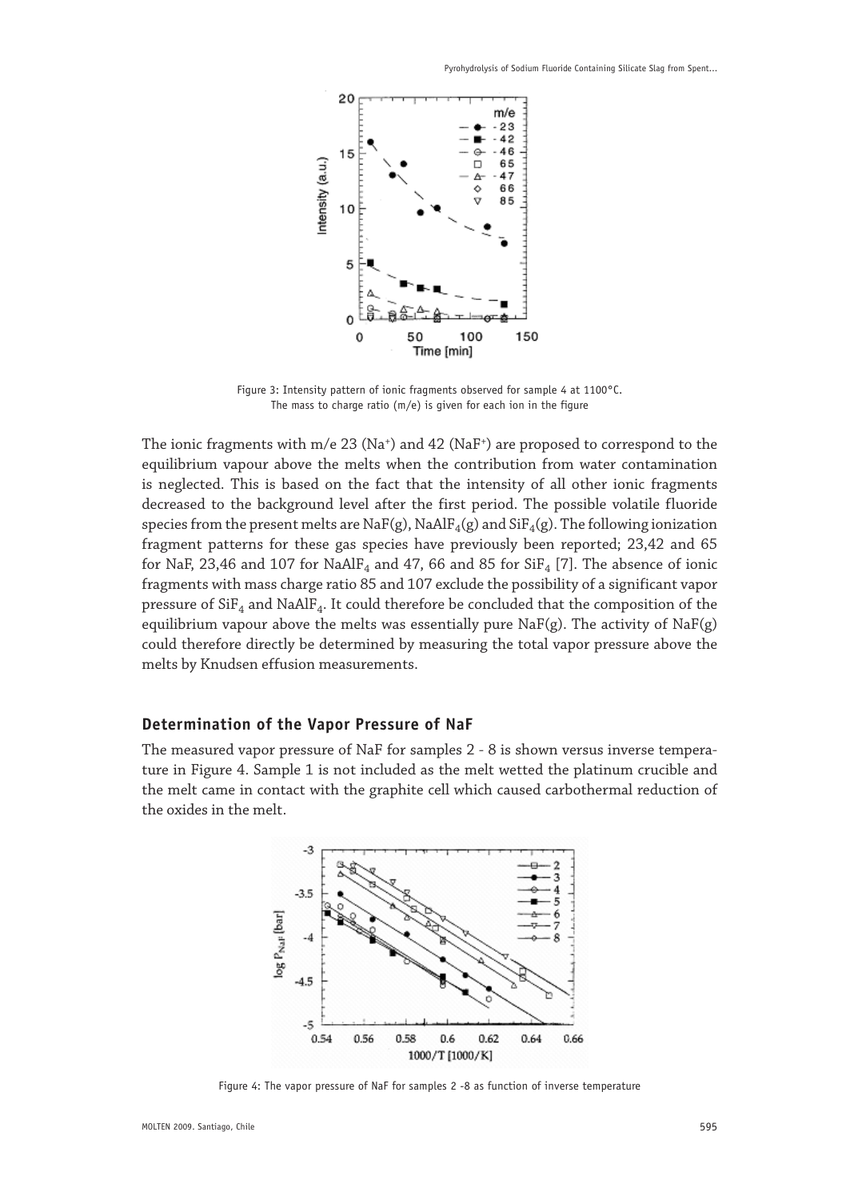Figure 3: Intensity pattern of ionic fragments observed for sample 4 at 1100°C. The mass to charge ratio (m/e) is given for each ion in the figure

The ionic fragments with m/e 23 ($Na^+$) and 42 ($NaF^+$) are proposed to correspond to the equilibrium vapour above the melts when the contribution from water contamination is neglected. This is based on the fact that the intensity of all other ionic fragments decreased to the background level after the first period. The possible volatile fluoride species from the present melts are NaF(g), $NaAlF_4$(g) and $SiF_4$(g). The following ionization fragment patterns for these gas species have previously been reported; 23,42 and 65 for NaF, 23,46 and 107 for $NaAlF_4$ and 47, 66 and 85 for $SiF_4$ [7]. The absence of ionic fragments with mass charge ratio 85 and 107 exclude the possibility of a significant vapor pressure of $SiF_4$ and $NaAlF_4$. It could therefore be concluded that the composition of the equilibrium vapour above the melts was essentially pure NaF(g). The activity of NaF(g) could therefore directly be determined by measuring the total vapor pressure above the melts by Knudsen effusion measurements.

## Determination of the Vapor Pressure of NaF

The measured vapor pressure of NaF for samples 2 - 8 is shown versus inverse temperature in Figure 4. Sample 1 is not included as the melt wetted the platinum crucible and the melt came in contact with the graphite cell which caused carbothermal reduction of the oxides in the melt.

Figure 4: The vapor pressure of NaF for samples 2 -8 as function of inverse temperature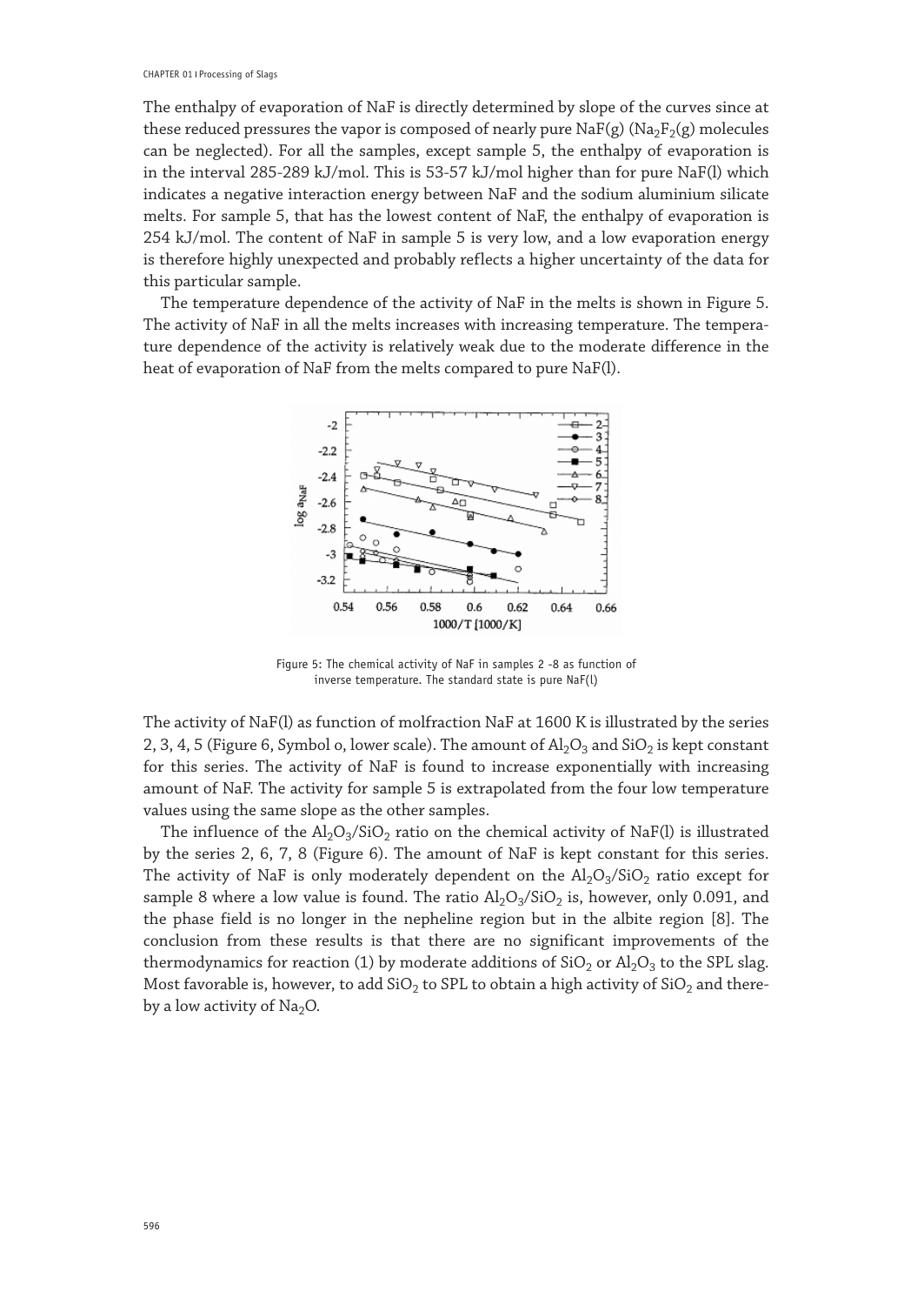The enthalpy of evaporation of NaF is directly determined by slope of the curves since at these reduced pressures the vapor is composed of nearly pure NaF(g) ($Na_2F_2$(g) molecules can be neglected). For all the samples, except sample 5, the enthalpy of evaporation is in the interval 285-289 kJ/mol. This is 53-57 kJ/mol higher than for pure NaF(l) which indicates a negative interaction energy between NaF and the sodium aluminium silicate melts. For sample 5, that has the lowest content of NaF, the enthalpy of evaporation is 254 kJ/mol. The content of NaF in sample 5 is very low, and a low evaporation energy is therefore highly unexpected and probably reflects a higher uncertainty of the data for this particular sample.

The temperature dependence of the activity of NaF in the melts is shown in Figure 5. The activity of NaF in all the melts increases with increasing temperature. The temperature dependence of the activity is relatively weak due to the moderate difference in the heat of evaporation of NaF from the melts compared to pure NaF(l).

Figure 5: The chemical activity of NaF in samples 2 -8 as function of inverse temperature. The standard state is pure NaF(l)

The activity of NaF(l) as function of molfraction NaF at 1600 K is illustrated by the series 2, 3, 4, 5 (Figure 6, Symbol o, lower scale). The amount of $Al_2O_3$ and $SiO_2$ is kept constant for this series. The activity of NaF is found to increase exponentially with increasing amount of NaF. The activity for sample 5 is extrapolated from the four low temperature values using the same slope as the other samples.

The influence of the $Al_2O_3/SiO_2$ ratio on the chemical activity of NaF(l) is illustrated by the series 2, 6, 7, 8 (Figure 6). The amount of NaF is kept constant for this series. The activity of NaF is only moderately dependent on the $Al_2O_3/SiO_2$ ratio except for sample 8 where a low value is found. The ratio $Al_2O_3/SiO_2$ is, however, only 0.091, and the phase field is no longer in the nepheline region but in the albite region [8]. The conclusion from these results is that there are no significant improvements of the thermodynamics for reaction (1) by moderate additions of $SiO_2$ or $Al_2O_3$ to the SPL slag. Most favorable is, however, to add $SiO_2$ to SPL to obtain a high activity of $SiO_2$ and thereby a low activity of $Na_2O$.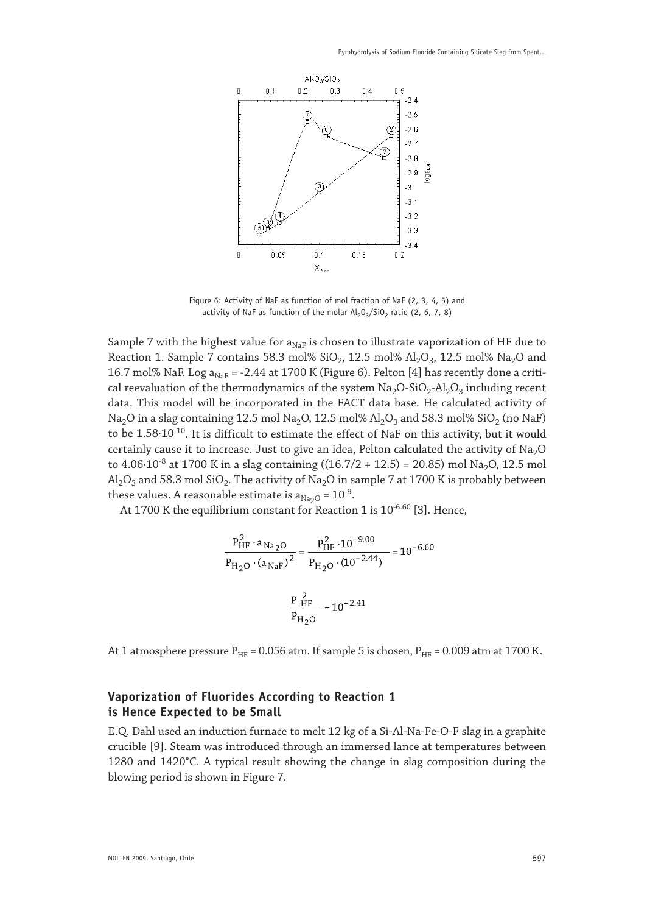Figure 6: Activity of NaF as function of mol fraction of NaF (2, 3, 4, 5) and activity of NaF as function of the molar $Al_2O_3/SiO_2$ ratio (2, 6, 7, 8)

Sample 7 with the highest value for $a_{NaF}$ is chosen to illustrate vaporization of HF due to Reaction 1. Sample 7 contains 58.3 mol% $SiO_2$, 12.5 mol% $Al_2O_3$, 12.5 mol% $Na_2O$ and 16.7 mol% NaF. Log $a_{NaF}$ = -2.44 at 1700 K (Figure 6). Pelton [4] has recently done a critical reevaluation of the thermodynamics of the system $Na_2O$-$SiO_2$-$Al_2O_3$ including recent data. This model will be incorporated in the FACT data base. He calculated activity of $Na_2O$ in a slag containing 12.5 mol $Na_2O$, 12.5 mol% $Al_2O_3$ and 58.3 mol% $SiO_2$ (no NaF) to be $1.58 \cdot 10^{-10}$. It is difficult to estimate the effect of NaF on this activity, but it would certainly cause it to increase. Just to give an idea, Pelton calculated the activity of $Na_2O$ to $4.06 \cdot 10^{-8}$ at 1700 K in a slag containing ((16.7/2 + 12.5) = 20.85) mol $Na_2O$, 12.5 mol $Al_2O_3$ and 58.3 mol $SiO_2$. The activity of $Na_2O$ in sample 7 at 1700 K is probably between these values. A reasonable estimate is $a_{Na_2O} = 10^{-9}$.

At 1700 K the equilibrium constant for Reaction 1 is $10^{-6.60}$ [3]. Hence,

$$\frac{P_{HF}^2 \cdot a_{Na_2O}}{P_{H_2O} \cdot (a_{NaF})^2} = \frac{P_{HF}^2 \cdot 10^{-9.00}}{P_{H_2O} \cdot (10^{-2.44})} = 10^{-6.60}$$

$$\frac{P_{HF}^2}{P_{H_2O}} = 10^{-2.41}$$

At 1 atmosphere pressure $P_{HF}$ = 0.056 atm. If sample 5 is chosen, $P_{HF}$ = 0.009 atm at 1700 K.

## Vaporization of Fluorides According to Reaction 1 is Hence Expected to be Small

E.Q. Dahl used an induction furnace to melt 12 kg of a Si-Al-Na-Fe-O-F slag in a graphite crucible [9]. Steam was introduced through an immersed lance at temperatures between 1280 and 1420°C. A typical result showing the change in slag composition during the blowing period is shown in Figure 7.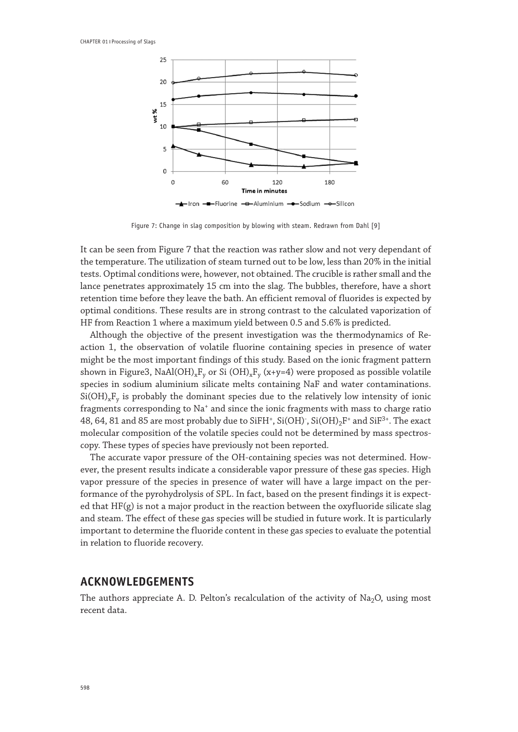Figure 7: Change in slag composition by blowing with steam. Redrawn from Dahl [9]

It can be seen from Figure 7 that the reaction was rather slow and not very dependant of the temperature. The utilization of steam turned out to be low, less than 20% in the initial tests. Optimal conditions were, however, not obtained. The crucible is rather small and the lance penetrates approximately 15 cm into the slag. The bubbles, therefore, have a short retention time before they leave the bath. An efficient removal of fluorides is expected by optimal conditions. These results are in strong contrast to the calculated vaporization of HF from Reaction 1 where a maximum yield between 0.5 and 5.6% is predicted.

Although the objective of the present investigation was the thermodynamics of Reaction 1, the observation of volatile fluorine containing species in presence of water might be the most important findings of this study. Based on the ionic fragment pattern shown in Figure3, $NaAl(OH)_xF_y$ or $Si(OH)_xF_y$ ($x+y=4$) were proposed as possible volatile species in sodium aluminium silicate melts containing NaF and water contaminations. $Si(OH)_xF_y$ is probably the dominant species due to the relatively low intensity of ionic fragments corresponding to $Na^+$ and since the ionic fragments with mass to charge ratio 48, 64, 81 and 85 are most probably due to $SiFH^+$, $Si(OH)^-$, $Si(OH)_2F^+$ and $SiF^{3+}$. The exact molecular composition of the volatile species could not be determined by mass spectroscopy. These types of species have previously not been reported.

The accurate vapor pressure of the OH-containing species was not determined. However, the present results indicate a considerable vapor pressure of these gas species. High vapor pressure of the species in presence of water will have a large impact on the performance of the pyrohydrolysis of SPL. In fact, based on the present findings it is expected that HF(g) is not a major product in the reaction between the oxyfluoride silicate slag and steam. The effect of these gas species will be studied in future work. It is particularly important to determine the fluoride content in these gas species to evaluate the potential in relation to fluoride recovery.

## ACKNOWLEDGEMENTS

The authors appreciate A. D. Pelton's recalculation of the activity of $Na_2O$, using most recent data.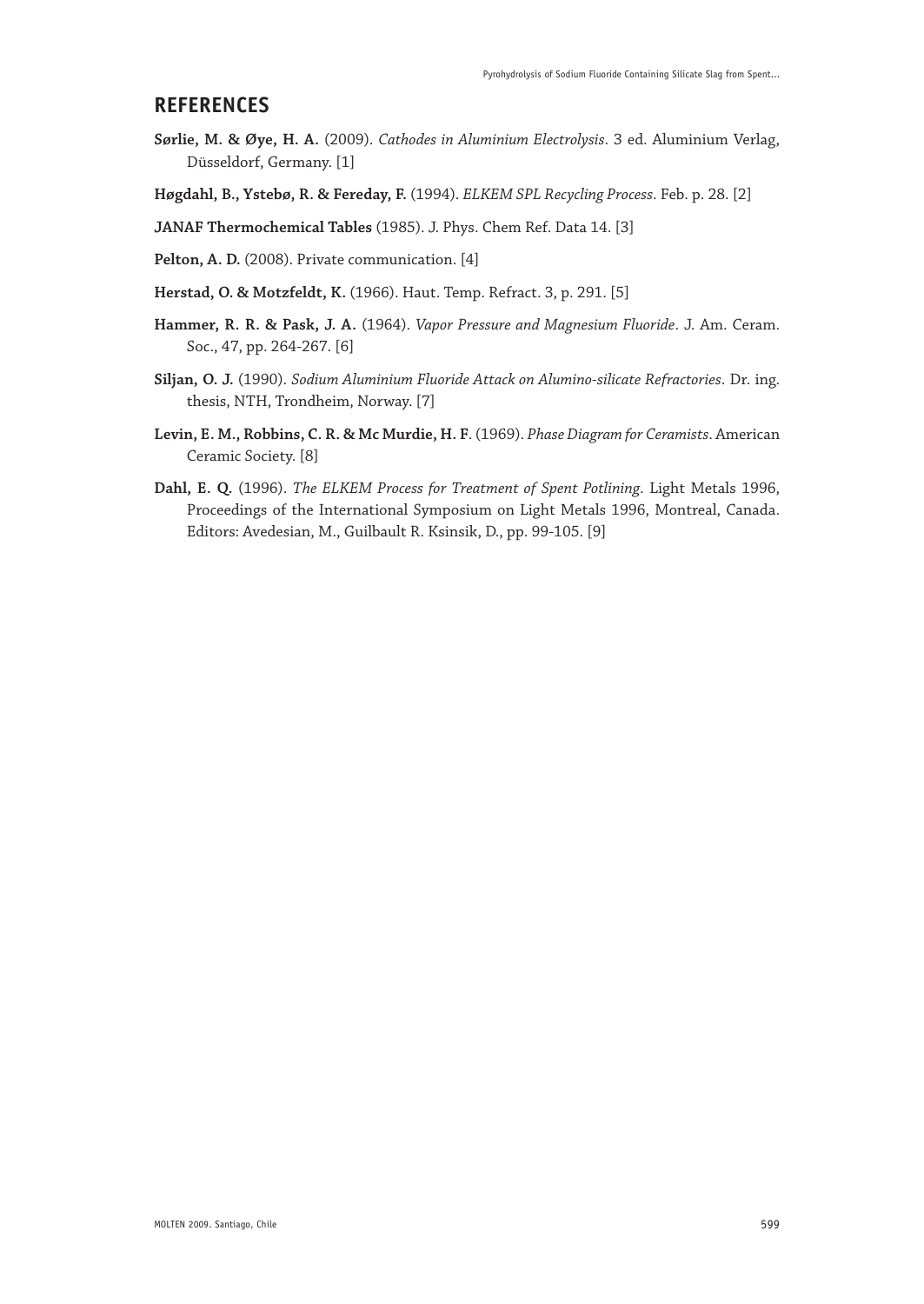## REFERENCES

**Sørlie, M. & Øye, H. A.** (2009). *Cathodes in Aluminium Electrolysis*. 3 ed. Aluminium Verlag, Düsseldorf, Germany. [1]

**Høgdahl, B., Ystebø, R. & Fereday, F.** (1994). *ELKEM SPL Recycling Process*. Feb. p. 28. [2]

**JANAF Thermochemical Tables** (1985). J. Phys. Chem Ref. Data 14. [3]

**Pelton, A. D.** (2008). Private communication. [4]

**Herstad, O. & Motzfeldt, K.** (1966). Haut. Temp. Refract. 3, p. 291. [5]

**Hammer, R. R. & Pask, J. A.** (1964). *Vapor Pressure and Magnesium Fluoride*. J. Am. Ceram. Soc., 47, pp. 264-267. [6]

**Siljan, O. J.** (1990). *Sodium Aluminium Fluoride Attack on Alumino-silicate Refractories*. Dr. ing. thesis, NTH, Trondheim, Norway. [7]

**Levin, E. M., Robbins, C. R. & Mc Murdie, H. F.** (1969). *Phase Diagram for Ceramists*. American Ceramic Society. [8]

**Dahl, E. Q.** (1996). *The ELKEM Process for Treatment of Spent Potlining*. Light Metals 1996, Proceedings of the International Symposium on Light Metals 1996, Montreal, Canada. Editors: Avedesian, M., Guilbault R. Ksinsik, D., pp. 99-105. [9]